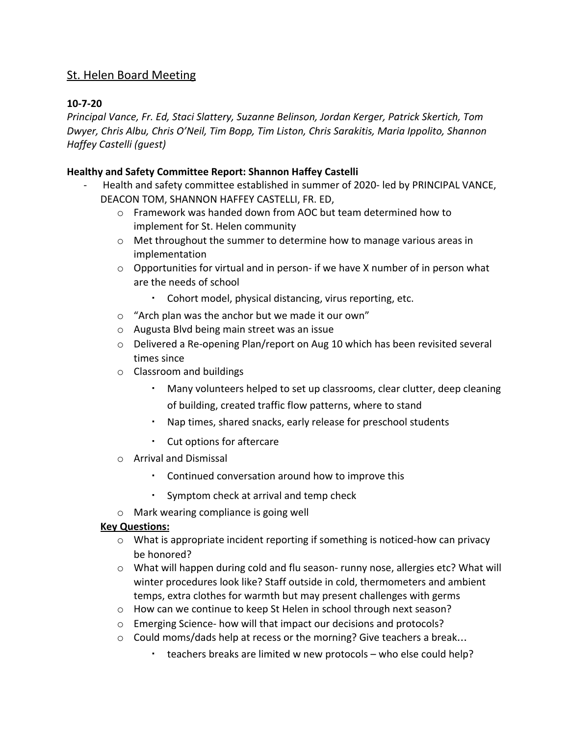# St. Helen Board Meeting

**10-7-20**

*Principal Vance, Fr. Ed, Staci Slattery, Suzanne Belinson, Jordan Kerger, Patrick Skertich, Tom Dwyer, Chris Albu, Chris O'Neil, Tim Bopp, Tim Liston, Chris Sarakitis, Maria Ippolito, Shannon Haffey Castelli (guest)*

**Healthy and Safety Committee Report: Shannon Haffey Castelli**

- Health and safety committee established in summer of 2020- led by PRINCIPAL VANCE, DEACON TOM, SHANNON HAFFEY CASTELLI, FR. ED,
  - Framework was handed down from AOC but team determined how to implement for St. Helen community
  - Met throughout the summer to determine how to manage various areas in implementation
  - Opportunities for virtual and in person- if we have X number of in person what are the needs of school
    - Cohort model, physical distancing, virus reporting, etc.
  - "Arch plan was the anchor but we made it our own"
  - Augusta Blvd being main street was an issue
  - Delivered a Re-opening Plan/report on Aug 10 which has been revisited several times since
  - Classroom and buildings
    - Many volunteers helped to set up classrooms, clear clutter, deep cleaning of building, created traffic flow patterns, where to stand
    - Nap times, shared snacks, early release for preschool students
    - Cut options for aftercare
  - Arrival and Dismissal
    - Continued conversation around how to improve this
    - Symptom check at arrival and temp check
  - Mark wearing compliance is going well

**<u>Key Questions:</u>**

- What is appropriate incident reporting if something is noticed-how can privacy be honored?
- What will happen during cold and flu season- runny nose, allergies etc? What will winter procedures look like? Staff outside in cold, thermometers and ambient temps, extra clothes for warmth but may present challenges with germs
- How can we continue to keep St Helen in school through next season?
- Emerging Science- how will that impact our decisions and protocols?
- Could moms/dads help at recess or the morning? Give teachers a break…
  - teachers breaks are limited w new protocols – who else could help?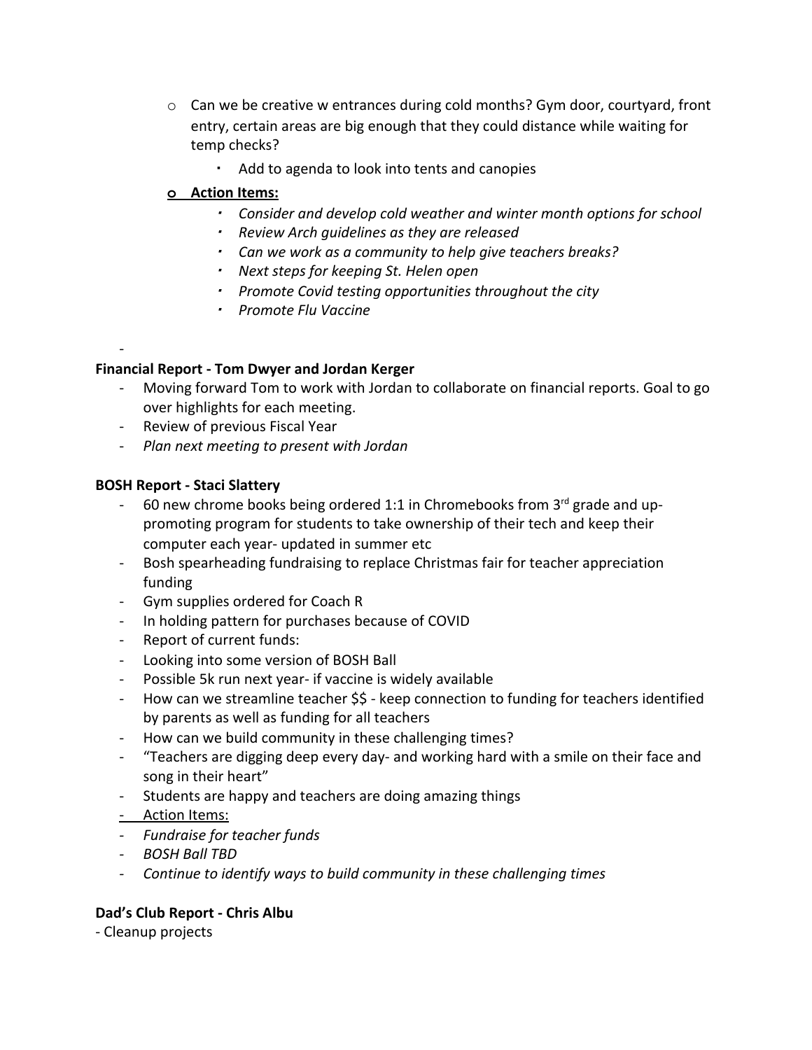- Can we be creative w entrances during cold months? Gym door, courtyard, front entry, certain areas are big enough that they could distance while waiting for temp checks?
  - Add to agenda to look into tents and canopies
- **Action Items:**
  - *Consider and develop cold weather and winter month options for school*
  - *Review Arch guidelines as they are released*
  - *Can we work as a community to help give teachers breaks?*
  - *Next steps for keeping St. Helen open*
  - *Promote Covid testing opportunities throughout the city*
  - *Promote Flu Vaccine*

-

**Financial Report - Tom Dwyer and Jordan Kerger**

- Moving forward Tom to work with Jordan to collaborate on financial reports. Goal to go over highlights for each meeting.
- Review of previous Fiscal Year
- *Plan next meeting to present with Jordan*

**BOSH Report - Staci Slattery**

- 60 new chrome books being ordered 1:1 in Chromebooks from 3rd grade and up-promoting program for students to take ownership of their tech and keep their computer each year- updated in summer etc
- Bosh spearheading fundraising to replace Christmas fair for teacher appreciation funding
- Gym supplies ordered for Coach R
- In holding pattern for purchases because of COVID
- Report of current funds:
- Looking into some version of BOSH Ball
- Possible 5k run next year- if vaccine is widely available
- How can we streamline teacher $$ - keep connection to funding for teachers identified by parents as well as funding for all teachers
- How can we build community in these challenging times?
- "Teachers are digging deep every day- and working hard with a smile on their face and song in their heart"
- Students are happy and teachers are doing amazing things
- Action Items:
- *Fundraise for teacher funds*
- *BOSH Ball TBD*
- *Continue to identify ways to build community in these challenging times*

**Dad's Club Report - Chris Albu**

- Cleanup projects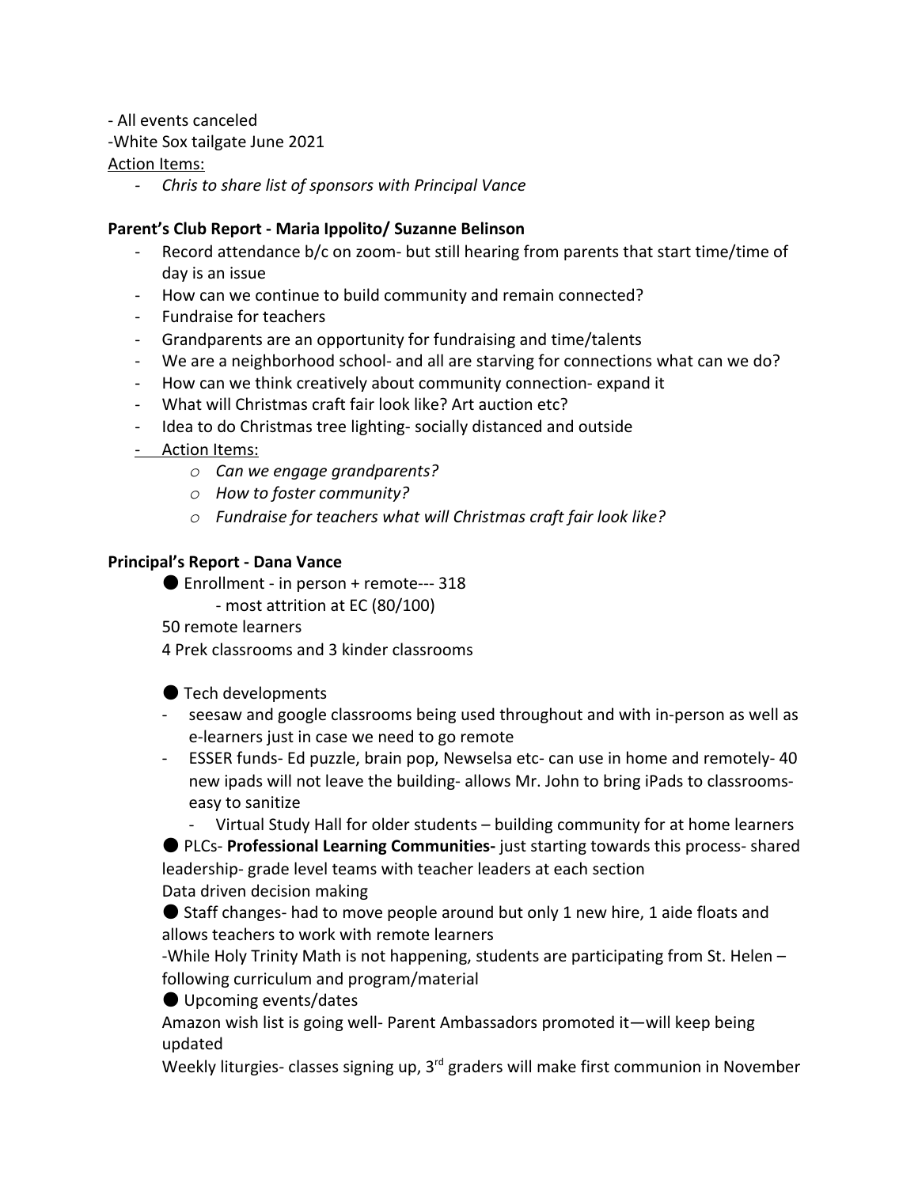- All events canceled

-White Sox tailgate June 2021

Action Items:

- *Chris to share list of sponsors with Principal Vance*

**Parent's Club Report - Maria Ippolito/ Suzanne Belinson**

- Record attendance b/c on zoom- but still hearing from parents that start time/time of day is an issue
- How can we continue to build community and remain connected?
- Fundraise for teachers
- Grandparents are an opportunity for fundraising and time/talents
- We are a neighborhood school- and all are starving for connections what can we do?
- How can we think creatively about community connection- expand it
- What will Christmas craft fair look like? Art auction etc?
- Idea to do Christmas tree lighting- socially distanced and outside
- Action Items:
    - *Can we engage grandparents?*
    - *How to foster community?*
    - *Fundraise for teachers what will Christmas craft fair look like?*

**Principal's Report - Dana Vance**

● Enrollment - in person + remote--- 318

- most attrition at EC (80/100)

50 remote learners

4 Prek classrooms and 3 kinder classrooms

● Tech developments

- seesaw and google classrooms being used throughout and with in-person as well as e-learners just in case we need to go remote
- ESSER funds- Ed puzzle, brain pop, Newselsa etc- can use in home and remotely- 40 new ipads will not leave the building- allows Mr. John to bring iPads to classrooms- easy to sanitize
    - Virtual Study Hall for older students – building community for at home learners

● PLCs- **Professional Learning Communities-** just starting towards this process- shared leadership- grade level teams with teacher leaders at each section

Data driven decision making

● Staff changes- had to move people around but only 1 new hire, 1 aide floats and allows teachers to work with remote learners

-While Holy Trinity Math is not happening, students are participating from St. Helen – following curriculum and program/material

● Upcoming events/dates

Amazon wish list is going well- Parent Ambassadors promoted it—will keep being updated

Weekly liturgies- classes signing up, 3rd graders will make first communion in November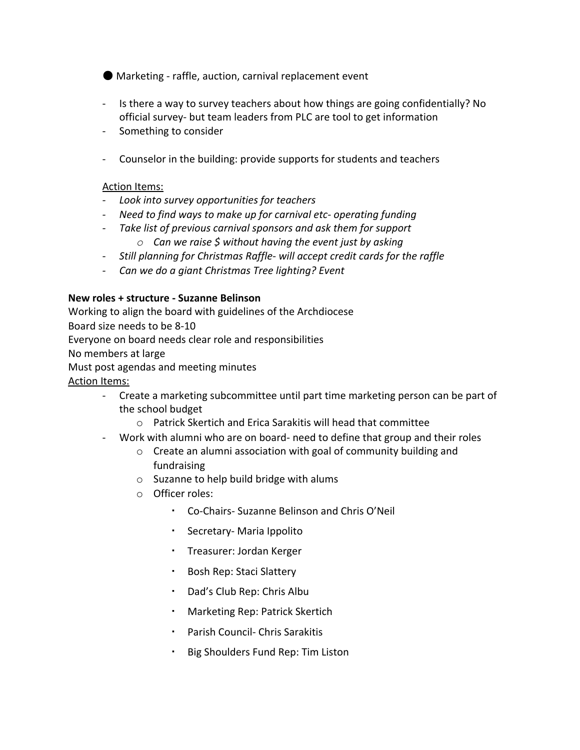- Marketing - raffle, auction, carnival replacement event

- Is there a way to survey teachers about how things are going confidentially? No official survey- but team leaders from PLC are tool to get information
- Something to consider

- Counselor in the building: provide supports for students and teachers

Action Items:
- *Look into survey opportunities for teachers*
- *Need to find ways to make up for carnival etc- operating funding*
- *Take list of previous carnival sponsors and ask them for support*
    - *Can we raise $ without having the event just by asking*
- *Still planning for Christmas Raffle- will accept credit cards for the raffle*
- *Can we do a giant Christmas Tree lighting? Event*

**New roles + structure - Suzanne Belinson**

Working to align the board with guidelines of the Archdiocese

Board size needs to be 8-10

Everyone on board needs clear role and responsibilities

No members at large

Must post agendas and meeting minutes

Action Items:
- Create a marketing subcommittee until part time marketing person can be part of the school budget
    - Patrick Skertich and Erica Sarakitis will head that committee
- Work with alumni who are on board- need to define that group and their roles
    - Create an alumni association with goal of community building and fundraising
    - Suzanne to help build bridge with alums
    - Officer roles:
        - Co-Chairs- Suzanne Belinson and Chris O'Neil
        - Secretary- Maria Ippolito
        - Treasurer: Jordan Kerger
        - Bosh Rep: Staci Slattery
        - Dad's Club Rep: Chris Albu
        - Marketing Rep: Patrick Skertich
        - Parish Council- Chris Sarakitis
        - Big Shoulders Fund Rep: Tim Liston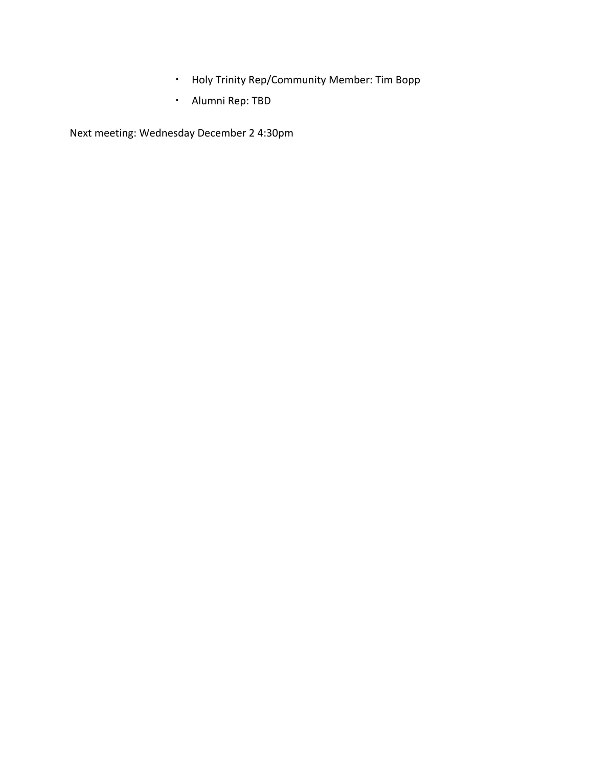- Holy Trinity Rep/Community Member: Tim Bopp
- Alumni Rep: TBD

Next meeting: Wednesday December 2 4:30pm